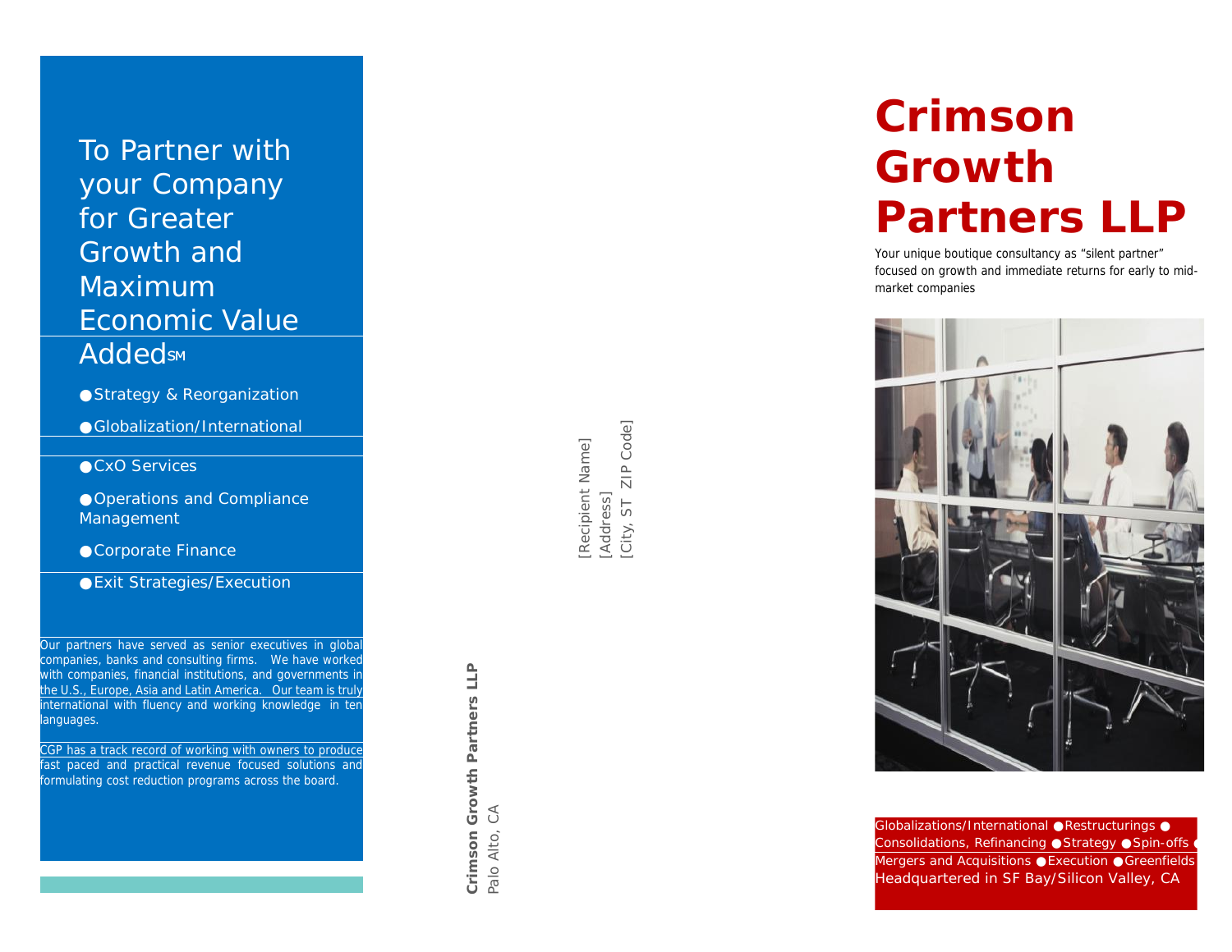To Partner with your Company for Greater Growth and Maximum Economic Value Added℠

- Strategy & Reorganization
- Globalization/International
- CxO Services
- Operations and Compliance Management
- Corporate Finance
- Exit Strategies/Execution

Our partners have served as senior executives in global companies, banks and consulting firms. We have worked with companies, financial institutions, and governments in the U.S., Europe, Asia and Latin America. Our team is truly international with fluency and working knowledge in ten languages.

CGP has a track record of working with owners to produce fast paced and practical revenue focused solutions and formulating cost reduction programs across the board.

**Crimson Growth Partners LLP**
Palo Alto, CA

[Recipient Name]
[Address]
[City, ST ZIP Code]

# Crimson Growth Partners LLP

Your unique boutique consultancy as "silent partner" focused on growth and immediate returns for early to mid-market companies

Globalizations/International ● Restructurings ● Consolidations, Refinancing ● Strategy ● Spin-offs ● Mergers and Acquisitions ● Execution ● Greenfields

Headquartered in SF Bay/Silicon Valley, CA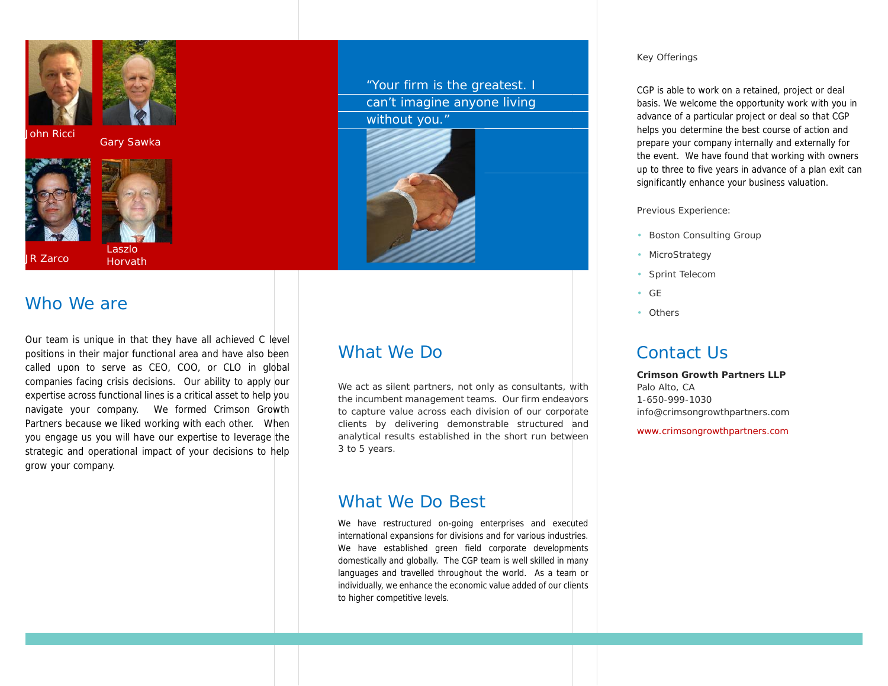John Ricci

Gary Sawka

JR Zarco

Laszlo Horvath

"Your firm is the greatest. I can't imagine anyone living without you."

## Who We are

Our team is unique in that they have all achieved C level positions in their major functional area and have also been called upon to serve as CEO, COO, or CLO in global companies facing crisis decisions. Our ability to apply our expertise across functional lines is a critical asset to help you navigate your company. We formed Crimson Growth Partners because we liked working with each other. When you engage us you will have our expertise to leverage the strategic and operational impact of your decisions to help grow your company.

## What We Do

We act as silent partners, not only as consultants, with the incumbent management teams. Our firm endeavors to capture value across each division of our corporate clients by delivering demonstrable structured and analytical results established in the short run between 3 to 5 years.

## What We Do Best

We have restructured on-going enterprises and executed international expansions for divisions and for various industries. We have established green field corporate developments domestically and globally. The CGP team is well skilled in many languages and travelled throughout the world. As a team or individually, we enhance the economic value added of our clients to higher competitive levels.

Key Offerings

CGP is able to work on a retained, project or deal basis. We welcome the opportunity work with you in advance of a particular project or deal so that CGP helps you determine the best course of action and prepare your company internally and externally for the event. We have found that working with owners up to three to five years in advance of a plan exit can significantly enhance your business valuation.

Previous Experience:

- Boston Consulting Group
- MicroStrategy
- Sprint Telecom
- GE
- Others

## Contact Us

**Crimson Growth Partners LLP**
Palo Alto, CA
1-650-999-1030
info@crimsongrowthpartners.com

www.crimsongrowthpartners.com